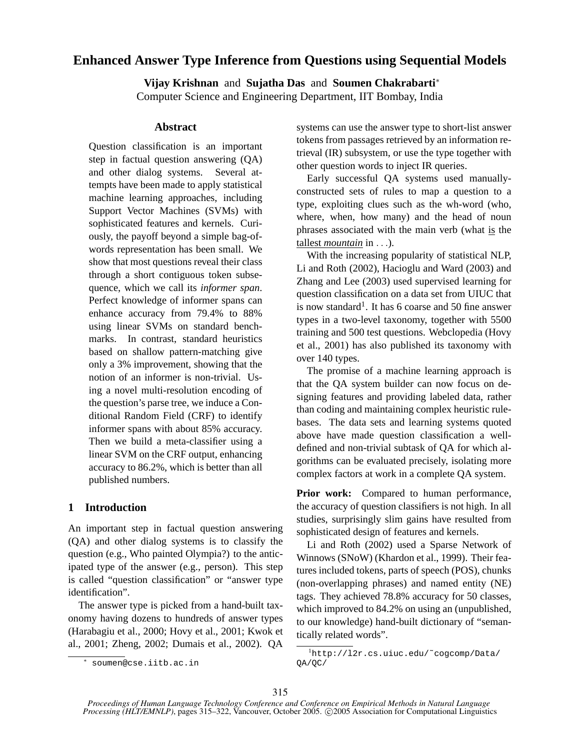# Enhanced Answer Type Inference from Questions using Sequential Models

**Vijay Krishnan** and **Sujatha Das** and **Soumen Chakrabarti**[*]
Computer Science and Engineering Department, IIT Bombay, India

### Abstract

Question classification is an important step in factual question answering (QA) and other dialog systems. Several attempts have been made to apply statistical machine learning approaches, including Support Vector Machines (SVMs) with sophisticated features and kernels. Curiously, the payoff beyond a simple bag-of-words representation has been small. We show that most questions reveal their class through a short contiguous token subsequence, which we call its *informer span*. Perfect knowledge of informer spans can enhance accuracy from 79.4% to 88% using linear SVMs on standard benchmarks. In contrast, standard heuristics based on shallow pattern-matching give only a 3% improvement, showing that the notion of an informer is non-trivial. Using a novel multi-resolution encoding of the question's parse tree, we induce a Conditional Random Field (CRF) to identify informer spans with about 85% accuracy. Then we build a meta-classifier using a linear SVM on the CRF output, enhancing accuracy to 86.2%, which is better than all published numbers.

## 1 Introduction

An important step in factual question answering (QA) and other dialog systems is to classify the question (e.g., Who painted Olympia?) to the anticipated type of the answer (e.g., person). This step is called "question classification" or "answer type identification".

The answer type is picked from a hand-built taxonomy having dozens to hundreds of answer types (Harabagiu et al., 2000; Hovy et al., 2001; Kwok et al., 2001; Zheng, 2002; Dumais et al., 2002). QA systems can use the answer type to short-list answer tokens from passages retrieved by an information retrieval (IR) subsystem, or use the type together with other question words to inject IR queries.

Early successful QA systems used manually-constructed sets of rules to map a question to a type, exploiting clues such as the wh-word (who, where, when, how many) and the head of noun phrases associated with the main verb (what is the tallest ***mountain*** in ...).

With the increasing popularity of statistical NLP, Li and Roth (2002), Hacioglu and Ward (2003) and Zhang and Lee (2003) used supervised learning for question classification on a data set from UIUC that is now standard[1]. It has 6 coarse and 50 fine answer types in a two-level taxonomy, together with 5500 training and 500 test questions. Webclopedia (Hovy et al., 2001) has also published its taxonomy with over 140 types.

The promise of a machine learning approach is that the QA system builder can now focus on designing features and providing labeled data, rather than coding and maintaining complex heuristic rulebases. The data sets and learning systems quoted above have made question classification a well-defined and non-trivial subtask of QA for which algorithms can be evaluated precisely, isolating more complex factors at work in a complete QA system.

**Prior work:** Compared to human performance, the accuracy of question classifiers is not high. In all studies, surprisingly slim gains have resulted from sophisticated design of features and kernels.

Li and Roth (2002) used a Sparse Network of Winnows (SNoW) (Khardon et al., 1999). Their features included tokens, parts of speech (POS), chunks (non-overlapping phrases) and named entity (NE) tags. They achieved 78.8% accuracy for 50 classes, which improved to 84.2% on using an (unpublished, to our knowledge) hand-built dictionary of "semantically related words".

[*] soumen@cse.iitb.ac.in

[1] http://l2r.cs.uiuc.edu/~cogcomp/Data/QA/QC/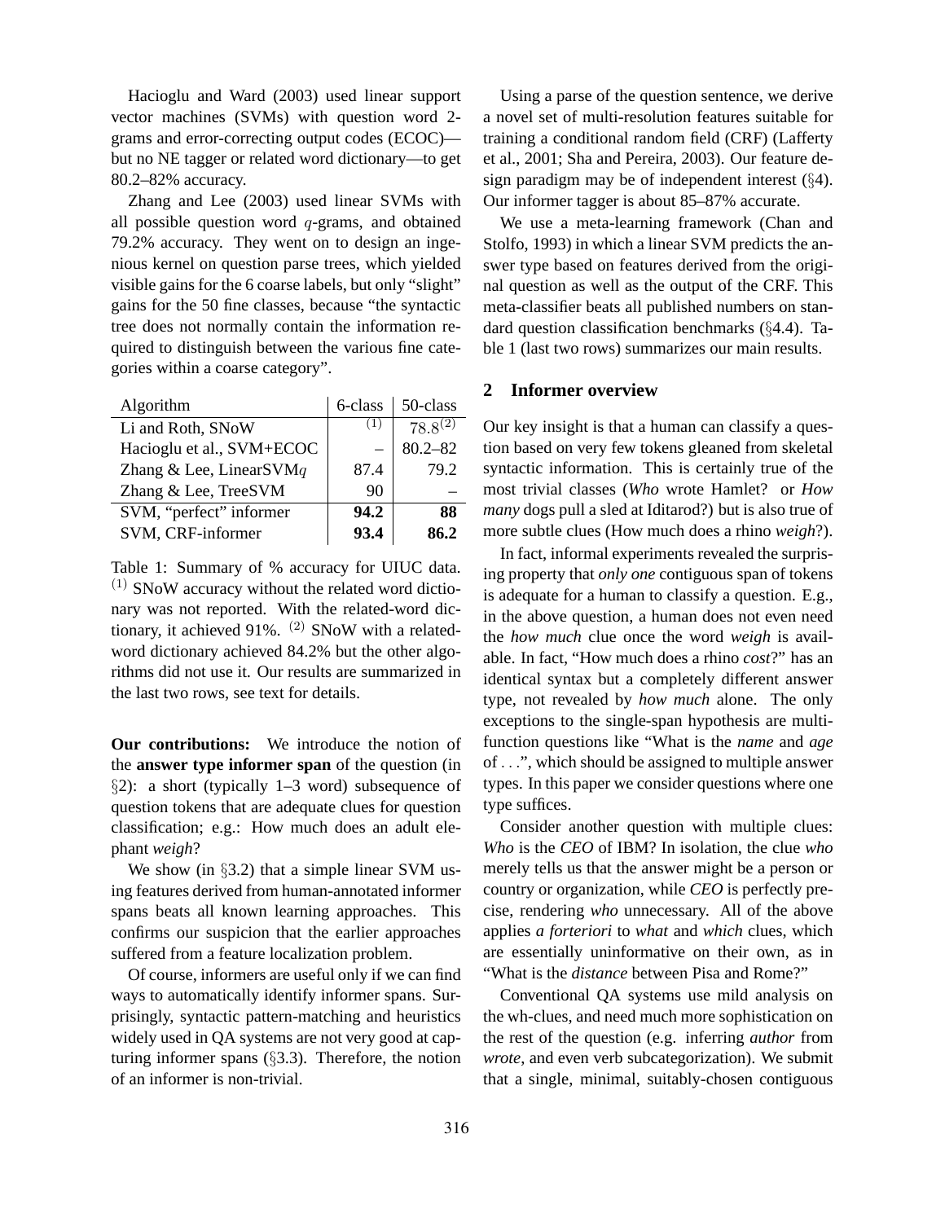Hacioglu and Ward (2003) used linear support vector machines (SVMs) with question word 2-grams and error-correcting output codes (ECOC)—but no NE tagger or related word dictionary—to get 80.2–82% accuracy.

Zhang and Lee (2003) used linear SVMs with all possible question word $q$-grams, and obtained 79.2% accuracy. They went on to design an ingenious kernel on question parse trees, which yielded visible gains for the 6 coarse labels, but only "slight" gains for the 50 fine classes, because "the syntactic tree does not normally contain the information required to distinguish between the various fine categories within a coarse category".

| Algorithm | 6-class | 50-class |
|---|---|---|
| Li and Roth, SNoW | [(1)] | $78.8^{(2)}$ |
| Hacioglu et al., SVM+ECOC | – | 80.2–82 |
| Zhang & Lee, LinearSVM$q$ | 87.4 | 79.2 |
| Zhang & Lee, TreeSVM | 90 | – |
| SVM, "perfect" informer | **94.2** | **88** |
| SVM, CRF-informer | **93.4** | **86.2** |

Table 1: Summary of % accuracy for UIUC data. [(1)] SNoW accuracy without the related word dictionary was not reported. With the related-word dictionary, it achieved 91%. [(2)] SNoW with a related-word dictionary achieved 84.2% but the other algorithms did not use it. Our results are summarized in the last two rows, see text for details.

**Our contributions:** We introduce the notion of the **answer type informer span** of the question (in §2): a short (typically 1–3 word) subsequence of question tokens that are adequate clues for question classification; e.g.: How much does an adult elephant *weigh*?

We show (in §3.2) that a simple linear SVM using features derived from human-annotated informer spans beats all known learning approaches. This confirms our suspicion that the earlier approaches suffered from a feature localization problem.

Of course, informers are useful only if we can find ways to automatically identify informer spans. Surprisingly, syntactic pattern-matching and heuristics widely used in QA systems are not very good at capturing informer spans (§3.3). Therefore, the notion of an informer is non-trivial.

Using a parse of the question sentence, we derive a novel set of multi-resolution features suitable for training a conditional random field (CRF) (Lafferty et al., 2001; Sha and Pereira, 2003). Our feature design paradigm may be of independent interest (§4). Our informer tagger is about 85–87% accurate.

We use a meta-learning framework (Chan and Stolfo, 1993) in which a linear SVM predicts the answer type based on features derived from the original question as well as the output of the CRF. This meta-classifier beats all published numbers on standard question classification benchmarks (§4.4). Table 1 (last two rows) summarizes our main results.

## 2 Informer overview

Our key insight is that a human can classify a question based on very few tokens gleaned from skeletal syntactic information. This is certainly true of the most trivial classes (*Who* wrote Hamlet? or *How many* dogs pull a sled at Iditarod?) but is also true of more subtle clues (How much does a rhino *weigh*?).

In fact, informal experiments revealed the surprising property that *only one* contiguous span of tokens is adequate for a human to classify a question. E.g., in the above question, a human does not even need the *how much* clue once the word *weigh* is available. In fact, "How much does a rhino *cost*?" has an identical syntax but a completely different answer type, not revealed by *how much* alone. The only exceptions to the single-span hypothesis are multi-function questions like "What is the *name* and *age* of . . .", which should be assigned to multiple answer types. In this paper we consider questions where one type suffices.

Consider another question with multiple clues: *Who* is the *CEO* of IBM? In isolation, the clue *who* merely tells us that the answer might be a person or country or organization, while *CEO* is perfectly precise, rendering *who* unnecessary. All of the above applies *a forteriori* to *what* and *which* clues, which are essentially uninformative on their own, as in "What is the *distance* between Pisa and Rome?"

Conventional QA systems use mild analysis on the wh-clues, and need much more sophistication on the rest of the question (e.g. inferring *author* from *wrote*, and even verb subcategorization). We submit that a single, minimal, suitably-chosen contiguous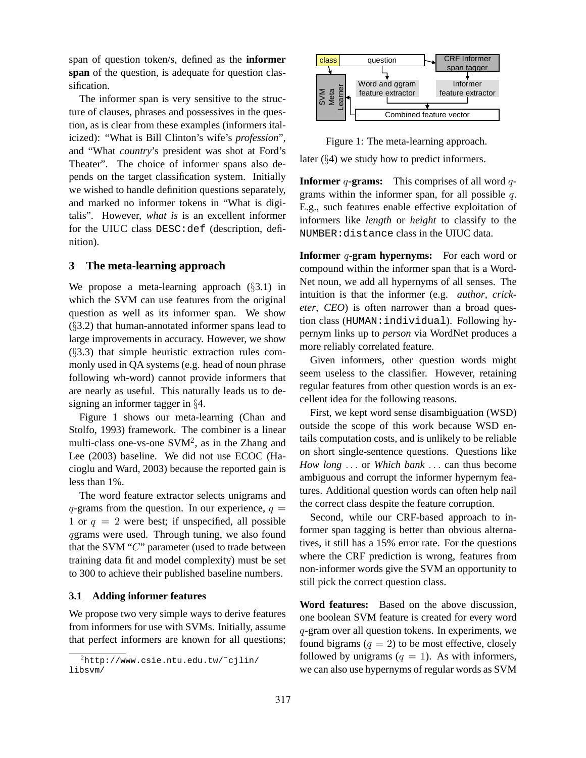span of question token/s, defined as the **informer span** of the question, is adequate for question classification.

The informer span is very sensitive to the structure of clauses, phrases and possessives in the question, as is clear from these examples (informers italicized): "What is Bill Clinton's wife's *profession*", and "What *country*'s president was shot at Ford's Theater". The choice of informer spans also depends on the target classification system. Initially we wished to handle definition questions separately, and marked no informer tokens in "What is digitalis". However, *what is* is an excellent informer for the UIUC class `DESC:def` (description, definition).

## 3 The meta-learning approach

We propose a meta-learning approach (§3.1) in which the SVM can use features from the original question as well as its informer span. We show (§3.2) that human-annotated informer spans lead to large improvements in accuracy. However, we show (§3.3) that simple heuristic extraction rules commonly used in QA systems (e.g. head of noun phrase following wh-word) cannot provide informers that are nearly as useful. This naturally leads us to designing an informer tagger in §4.

Figure 1 shows our meta-learning (Chan and Stolfo, 1993) framework. The combiner is a linear multi-class one-vs-one SVM[2], as in the Zhang and Lee (2003) baseline. We did not use ECOC (Hacioglu and Ward, 2003) because the reported gain is less than 1%.

The word feature extractor selects unigrams and $q$-grams from the question. In our experience, $q = 1$ or $q = 2$ were best; if unspecified, all possible $q$grams were used. Through tuning, we also found that the SVM "$C$" parameter (used to trade between training data fit and model complexity) must be set to 300 to achieve their published baseline numbers.

### 3.1 Adding informer features

We propose two very simple ways to derive features from informers for use with SVMs. Initially, assume that perfect informers are known for all questions; later (§4) we study how to predict informers.

[2] http://www.csie.ntu.edu.tw/~cjlin/libsvm/

class | question | CRF Informer span tagger | SVM Meta Learner | Word and $q$gram feature extractor | Informer feature extractor | Combined feature vector

Figure 1: The meta-learning approach.

**Informer $q$-grams:** This comprises of all word $q$-grams within the informer span, for all possible $q$. E.g., such features enable effective exploitation of informers like *length* or *height* to classify to the `NUMBER:distance` class in the UIUC data.

**Informer $q$-gram hypernyms:** For each word or compound within the informer span that is a WordNet noun, we add all hypernyms of all senses. The intuition is that the informer (e.g. *author*, *cricketer*, *CEO*) is often narrower than a broad question class (`HUMAN:individual`). Following hypernym links up to *person* via WordNet produces a more reliably correlated feature.

Given informers, other question words might seem useless to the classifier. However, retaining regular features from other question words is an excellent idea for the following reasons.

First, we kept word sense disambiguation (WSD) outside the scope of this work because WSD entails computation costs, and is unlikely to be reliable on short single-sentence questions. Questions like *How long* ... or *Which bank* ... can thus become ambiguous and corrupt the informer hypernym features. Additional question words can often help nail the correct class despite the feature corruption.

Second, while our CRF-based approach to informer span tagging is better than obvious alternatives, it still has a 15% error rate. For the questions where the CRF prediction is wrong, features from non-informer words give the SVM an opportunity to still pick the correct question class.

**Word features:** Based on the above discussion, one boolean SVM feature is created for every word $q$-gram over all question tokens. In experiments, we found bigrams ($q = 2$) to be most effective, closely followed by unigrams ($q = 1$). As with informers, we can also use hypernyms of regular words as SVM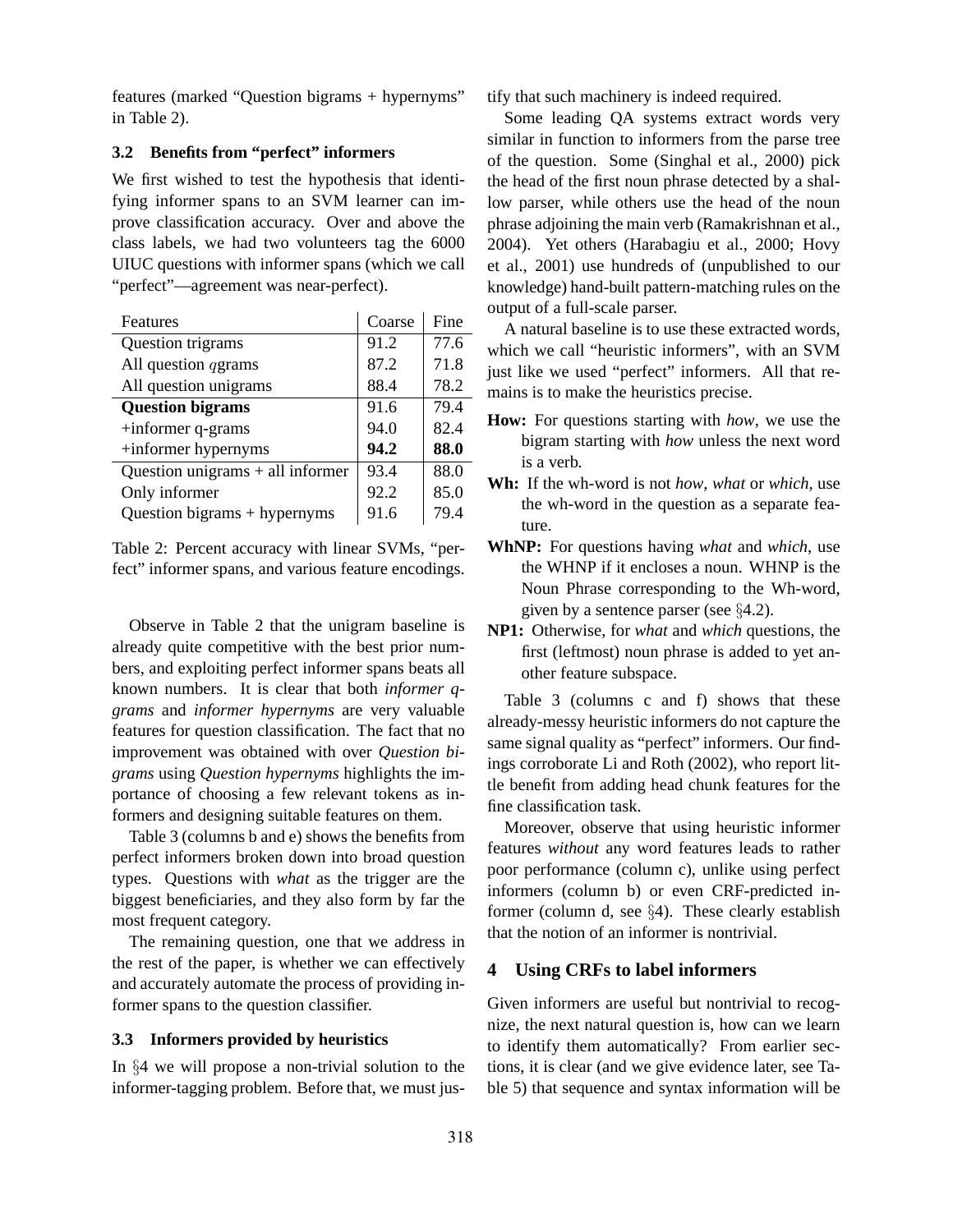features (marked "Question bigrams + hypernyms" in Table 2).

### 3.2 Benefits from "perfect" informers

We first wished to test the hypothesis that identifying informer spans to an SVM learner can improve classification accuracy. Over and above the class labels, we had two volunteers tag the 6000 UIUC questions with informer spans (which we call "perfect"—agreement was near-perfect).

| Features | Coarse | Fine |
|---|---|---|
| Question trigrams | 91.2 | 77.6 |
| All question $q$grams | 87.2 | 71.8 |
| All question unigrams | 88.4 | 78.2 |
| **Question bigrams** | 91.6 | 79.4 |
| +informer q-grams | 94.0 | 82.4 |
| +informer hypernyms | **94.2** | **88.0** |
| Question unigrams + all informer | 93.4 | 88.0 |
| Only informer | 92.2 | 85.0 |
| Question bigrams + hypernyms | 91.6 | 79.4 |

Table 2: Percent accuracy with linear SVMs, "perfect" informer spans, and various feature encodings.

Observe in Table 2 that the unigram baseline is already quite competitive with the best prior numbers, and exploiting perfect informer spans beats all known numbers. It is clear that both *informer q-grams* and *informer hypernyms* are very valuable features for question classification. The fact that no improvement was obtained with over *Question bigrams* using *Question hypernyms* highlights the importance of choosing a few relevant tokens as informers and designing suitable features on them.

Table 3 (columns b and e) shows the benefits from perfect informers broken down into broad question types. Questions with *what* as the trigger are the biggest beneficiaries, and they also form by far the most frequent category.

The remaining question, one that we address in the rest of the paper, is whether we can effectively and accurately automate the process of providing informer spans to the question classifier.

### 3.3 Informers provided by heuristics

In §4 we will propose a non-trivial solution to the informer-tagging problem. Before that, we must justify that such machinery is indeed required.

Some leading QA systems extract words very similar in function to informers from the parse tree of the question. Some (Singhal et al., 2000) pick the head of the first noun phrase detected by a shallow parser, while others use the head of the noun phrase adjoining the main verb (Ramakrishnan et al., 2004). Yet others (Harabagiu et al., 2000; Hovy et al., 2001) use hundreds of (unpublished to our knowledge) hand-built pattern-matching rules on the output of a full-scale parser.

A natural baseline is to use these extracted words, which we call "heuristic informers", with an SVM just like we used "perfect" informers. All that remains is to make the heuristics precise.

- **How:** For questions starting with *how*, we use the bigram starting with *how* unless the next word is a verb.
- **Wh:** If the wh-word is not *how*, *what* or *which*, use the wh-word in the question as a separate feature.
- **WhNP:** For questions having *what* and *which*, use the WHNP if it encloses a noun. WHNP is the Noun Phrase corresponding to the Wh-word, given by a sentence parser (see §4.2).
- **NP1:** Otherwise, for *what* and *which* questions, the first (leftmost) noun phrase is added to yet another feature subspace.

Table 3 (columns c and f) shows that these already-messy heuristic informers do not capture the same signal quality as "perfect" informers. Our findings corroborate Li and Roth (2002), who report little benefit from adding head chunk features for the fine classification task.

Moreover, observe that using heuristic informer features *without* any word features leads to rather poor performance (column c), unlike using perfect informers (column b) or even CRF-predicted informer (column d, see §4). These clearly establish that the notion of an informer is nontrivial.

## 4 Using CRFs to label informers

Given informers are useful but nontrivial to recognize, the next natural question is, how can we learn to identify them automatically? From earlier sections, it is clear (and we give evidence later, see Table 5) that sequence and syntax information will be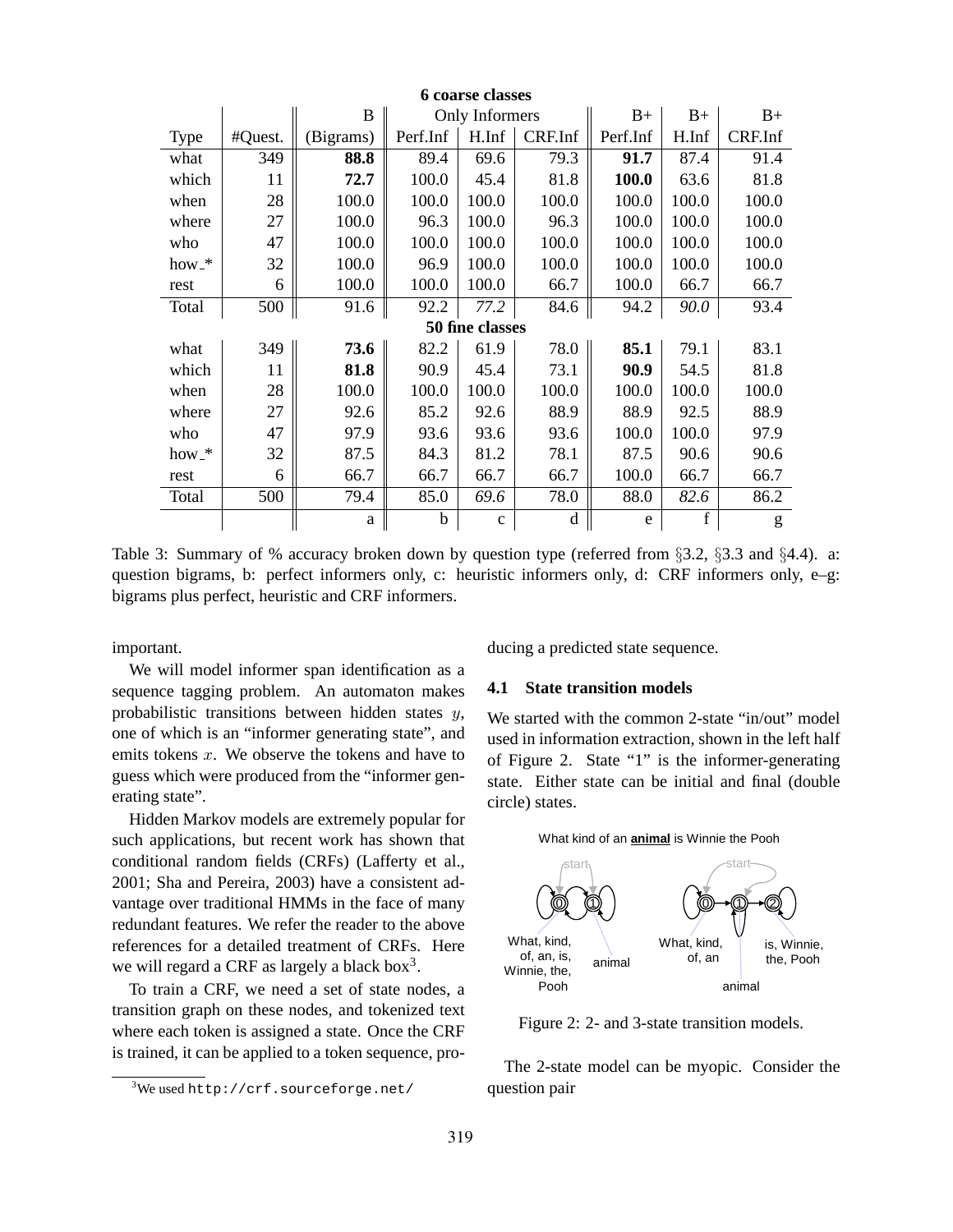| | | B | Only Informers | | | B+ | B+ | B+ |
|---|---|---|---|---|---|---|---|---|
| Type | #Quest. | (Bigrams) | Perf.Inf | H.Inf | CRF.Inf | Perf.Inf | H.Inf | CRF.Inf |
| **6 coarse classes** | | | | | | | | |
| what | 349 | **88.8** | 89.4 | 69.6 | 79.3 | **91.7** | 87.4 | 91.4 |
| which | 11 | **72.7** | 100.0 | 45.4 | 81.8 | **100.0** | 63.6 | 81.8 |
| when | 28 | 100.0 | 100.0 | 100.0 | 100.0 | 100.0 | 100.0 | 100.0 |
| where | 27 | 100.0 | 96.3 | 100.0 | 96.3 | 100.0 | 100.0 | 100.0 |
| who | 47 | 100.0 | 100.0 | 100.0 | 100.0 | 100.0 | 100.0 | 100.0 |
| how_* | 32 | 100.0 | 96.9 | 100.0 | 100.0 | 100.0 | 100.0 | 100.0 |
| rest | 6 | 100.0 | 100.0 | 100.0 | 66.7 | 100.0 | 66.7 | 66.7 |
| Total | 500 | 91.6 | 92.2 | *77.2* | 84.6 | 94.2 | *90.0* | 93.4 |
| **50 fine classes** | | | | | | | | |
| what | 349 | **73.6** | 82.2 | 61.9 | 78.0 | **85.1** | 79.1 | 83.1 |
| which | 11 | **81.8** | 90.9 | 45.4 | 73.1 | **90.9** | 54.5 | 81.8 |
| when | 28 | 100.0 | 100.0 | 100.0 | 100.0 | 100.0 | 100.0 | 100.0 |
| where | 27 | 92.6 | 85.2 | 92.6 | 88.9 | 88.9 | 92.5 | 88.9 |
| who | 47 | 97.9 | 93.6 | 93.6 | 93.6 | 100.0 | 100.0 | 97.9 |
| how_* | 32 | 87.5 | 84.3 | 81.2 | 78.1 | 87.5 | 90.6 | 90.6 |
| rest | 6 | 66.7 | 66.7 | 66.7 | 66.7 | 100.0 | 66.7 | 66.7 |
| Total | 500 | 79.4 | 85.0 | *69.6* | 78.0 | 88.0 | *82.6* | 86.2 |
| | | a | b | c | d | e | f | g |

Table 3: Summary of % accuracy broken down by question type (referred from §3.2, §3.3 and §4.4). a: question bigrams, b: perfect informers only, c: heuristic informers only, d: CRF informers only, e–g: bigrams plus perfect, heuristic and CRF informers.

important.

We will model informer span identification as a sequence tagging problem. An automaton makes probabilistic transitions between hidden states $y$, one of which is an "informer generating state", and emits tokens $x$. We observe the tokens and have to guess which were produced from the "informer generating state".

Hidden Markov models are extremely popular for such applications, but recent work has shown that conditional random fields (CRFs) (Lafferty et al., 2001; Sha and Pereira, 2003) have a consistent advantage over traditional HMMs in the face of many redundant features. We refer the reader to the above references for a detailed treatment of CRFs. Here we will regard a CRF as largely a black box[3].

To train a CRF, we need a set of state nodes, a transition graph on these nodes, and tokenized text where each token is assigned a state. Once the CRF is trained, it can be applied to a token sequence, producing a predicted state sequence.

[3] We used `http://crf.sourceforge.net/`

### 4.1 State transition models

We started with the common 2-state "in/out" model used in information extraction, shown in the left half of Figure 2. State "1" is the informer-generating state. Either state can be initial and final (double circle) states.

Figure 2: 2- and 3-state transition models.

The 2-state model can be myopic. Consider the question pair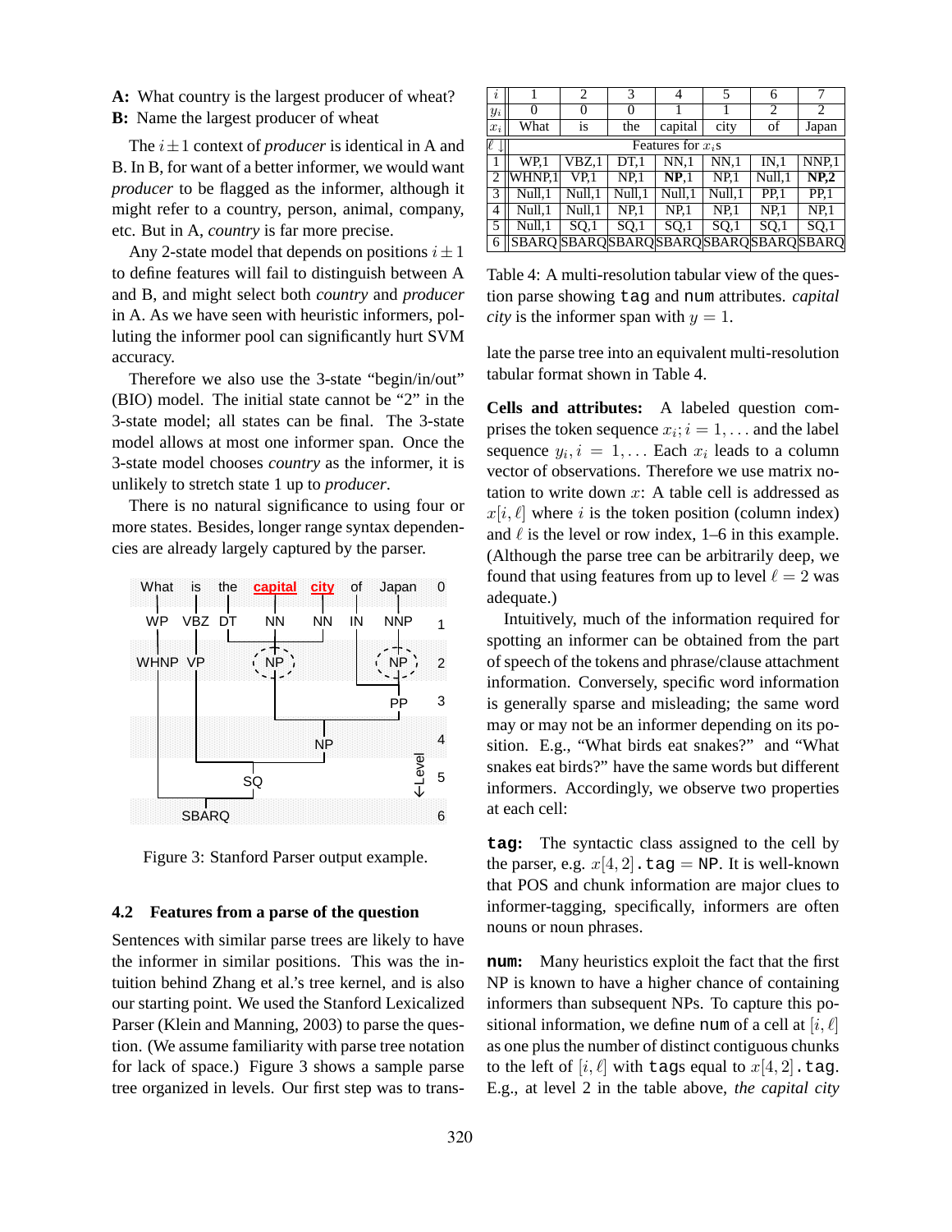**A:** What country is the largest producer of wheat?
**B:** Name the largest producer of wheat

The $i \pm 1$ context of *producer* is identical in A and B. In B, for want of a better informer, we would want *producer* to be flagged as the informer, although it might refer to a country, person, animal, company, etc. But in A, *country* is far more precise.

Any 2-state model that depends on positions $i \pm 1$ to define features will fail to distinguish between A and B, and might select both *country* and *producer* in A. As we have seen with heuristic informers, polluting the informer pool can significantly hurt SVM accuracy.

Therefore we also use the 3-state "begin/in/out" (BIO) model. The initial state cannot be "2" in the 3-state model; all states can be final. The 3-state model allows at most one informer span. Once the 3-state model chooses *country* as the informer, it is unlikely to stretch state 1 up to *producer*.

There is no natural significance to using four or more states. Besides, longer range syntax dependencies are already largely captured by the parser.

Figure 3: Stanford Parser output example.

## 4.2 Features from a parse of the question

Sentences with similar parse trees are likely to have the informer in similar positions. This was the intuition behind Zhang et al.'s tree kernel, and is also our starting point. We used the Stanford Lexicalized Parser (Klein and Manning, 2003) to parse the question. (We assume familiarity with parse tree notation for lack of space.) Figure 3 shows a sample parse tree organized in levels. Our first step was to translate the parse tree into an equivalent multi-resolution tabular format shown in Table 4.

| $i$ | 1 | 2 | 3 | 4 | 5 | 6 | 7 |
|---|---|---|---|---|---|---|---|
| $y_i$ | 0 | 0 | 0 | 1 | 1 | 2 | 2 |
| $x_i$ | What | is | the | capital | city | of | Japan |
| $\ell \downarrow$ | Features for $x_i$s | | | | | | |
| 1 | WP,1 | VBZ,1 | DT,1 | NN,1 | NN,1 | IN,1 | NNP,1 |
| 2 | WHNP,1 | VP,1 | NP,1 | **NP**,1 | NP,1 | Null,1 | **NP,2** |
| 3 | Null,1 | Null,1 | Null,1 | Null,1 | Null,1 | PP,1 | PP,1 |
| 4 | Null,1 | Null,1 | NP,1 | NP,1 | NP,1 | NP,1 | NP,1 |
| 5 | Null,1 | SQ,1 | SQ,1 | SQ,1 | SQ,1 | SQ,1 | SQ,1 |
| 6 | SBARQ | SBARQ | SBARQ | SBARQ | SBARQ | SBARQ | SBARQ |

Table 4: A multi-resolution tabular view of the question parse showing `tag` and `num` attributes. *capital city* is the informer span with $y = 1$.

**Cells and attributes:** A labeled question comprises the token sequence $x_i; i = 1, \dots$ and the label sequence $y_i, i = 1, \dots$ Each $x_i$ leads to a column vector of observations. Therefore we use matrix notation to write down $x$: A table cell is addressed as $x[i, \ell]$ where $i$ is the token position (column index) and $\ell$ is the level or row index, 1–6 in this example. (Although the parse tree can be arbitrarily deep, we found that using features from up to level $\ell = 2$ was adequate.)

Intuitively, much of the information required for spotting an informer can be obtained from the part of speech of the tokens and phrase/clause attachment information. Conversely, specific word information is generally sparse and misleading; the same word may or may not be an informer depending on its position. E.g., "What birds eat snakes?" and "What snakes eat birds?" have the same words but different informers. Accordingly, we observe two properties at each cell:

**`tag`:** The syntactic class assigned to the cell by the parser, e.g. $x[4, 2]$.`tag` = NP. It is well-known that POS and chunk information are major clues to informer-tagging, specifically, informers are often nouns or noun phrases.

**`num`:** Many heuristics exploit the fact that the first NP is known to have a higher chance of containing informers than subsequent NPs. To capture this positional information, we define `num` of a cell at $[i, \ell]$ as one plus the number of distinct contiguous chunks to the left of $[i, \ell]$ with `tag`s equal to $x[4, 2]$.`tag`. E.g., at level 2 in the table above, *the capital city*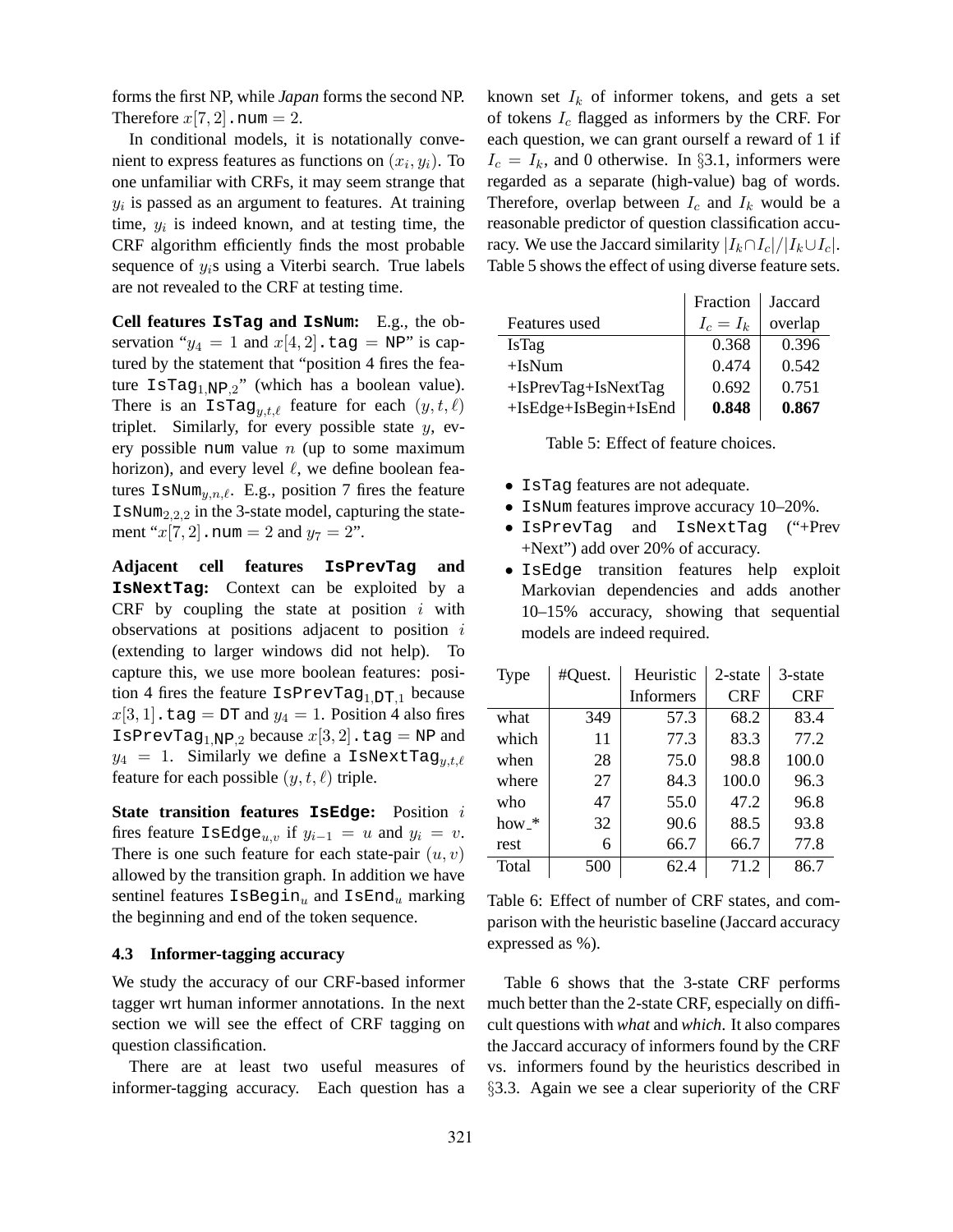forms the first NP, while *Japan* forms the second NP. Therefore $x[7,2]$.num $= 2$.

In conditional models, it is notationally convenient to express features as functions on $(x_i, y_i)$. To one unfamiliar with CRFs, it may seem strange that $y_i$ is passed as an argument to features. At training time, $y_i$ is indeed known, and at testing time, the CRF algorithm efficiently finds the most probable sequence of $y_i$s using a Viterbi search. True labels are not revealed to the CRF at testing time.

**Cell features IsTag and IsNum:** E.g., the observation "$y_4 = 1$ and $x[4,2]$.tag $=$ NP" is captured by the statement that "position 4 fires the feature $\texttt{IsTag}_{1,\texttt{NP},2}$" (which has a boolean value). There is an $\texttt{IsTag}_{y,t,\ell}$ feature for each $(y, t, \ell)$ triplet. Similarly, for every possible state $y$, every possible num value $n$ (up to some maximum horizon), and every level $\ell$, we define boolean features $\texttt{IsNum}_{y,n,\ell}$. E.g., position 7 fires the feature $\texttt{IsNum}_{2,2,2}$ in the 3-state model, capturing the statement "$x[7,2]$.num $= 2$ and $y_7 = 2$".

**Adjacent cell features IsPrevTag and IsNextTag:** Context can be exploited by a CRF by coupling the state at position $i$ with observations at positions adjacent to position $i$ (extending to larger windows did not help). To capture this, we use more boolean features: position 4 fires the feature $\texttt{IsPrevTag}_{1,\texttt{DT},1}$ because $x[3,1]$.tag $=$ DT and $y_4 = 1$. Position 4 also fires $\texttt{IsPrevTag}_{1,\texttt{NP},2}$ because $x[3,2]$.tag $=$ NP and $y_4 = 1$. Similarly we define a $\texttt{IsNextTag}_{y,t,\ell}$ feature for each possible $(y, t, \ell)$ triple.

**State transition features IsEdge:** Position $i$ fires feature $\texttt{IsEdge}_{u,v}$ if $y_{i-1} = u$ and $y_i = v$. There is one such feature for each state-pair $(u, v)$ allowed by the transition graph. In addition we have sentinel features $\texttt{IsBegin}_u$ and $\texttt{IsEnd}_u$ marking the beginning and end of the token sequence.

### 4.3 Informer-tagging accuracy

We study the accuracy of our CRF-based informer tagger wrt human informer annotations. In the next section we will see the effect of CRF tagging on question classification.

There are at least two useful measures of informer-tagging accuracy. Each question has a known set $I_k$ of informer tokens, and gets a set of tokens $I_c$ flagged as informers by the CRF. For each question, we can grant ourself a reward of 1 if $I_c = I_k$, and 0 otherwise. In §3.1, informers were regarded as a separate (high-value) bag of words. Therefore, overlap between $I_c$ and $I_k$ would be a reasonable predictor of question classification accuracy. We use the Jaccard similarity $|I_k \cap I_c|/|I_k \cup I_c|$. Table 5 shows the effect of using diverse feature sets.

| Features used | Fraction $I_c = I_k$ | Jaccard overlap |
|---|---|---|
| IsTag | 0.368 | 0.396 |
| +IsNum | 0.474 | 0.542 |
| +IsPrevTag+IsNextTag | 0.692 | 0.751 |
| +IsEdge+IsBegin+IsEnd | **0.848** | **0.867** |

Table 5: Effect of feature choices.

- IsTag features are not adequate.
- IsNum features improve accuracy 10–20%.
- IsPrevTag and IsNextTag ("+Prev +Next") add over 20% of accuracy.
- IsEdge transition features help exploit Markovian dependencies and adds another 10–15% accuracy, showing that sequential models are indeed required.

| Type | #Quest. | Heuristic Informers | 2-state CRF | 3-state CRF |
|---|---|---|---|---|
| what | 349 | 57.3 | 68.2 | 83.4 |
| which | 11 | 77.3 | 83.3 | 77.2 |
| when | 28 | 75.0 | 98.8 | 100.0 |
| where | 27 | 84.3 | 100.0 | 96.3 |
| who | 47 | 55.0 | 47.2 | 96.8 |
| how_* | 32 | 90.6 | 88.5 | 93.8 |
| rest | 6 | 66.7 | 66.7 | 77.8 |
| Total | 500 | 62.4 | 71.2 | 86.7 |

Table 6: Effect of number of CRF states, and comparison with the heuristic baseline (Jaccard accuracy expressed as %).

Table 6 shows that the 3-state CRF performs much better than the 2-state CRF, especially on difficult questions with *what* and *which*. It also compares the Jaccard accuracy of informers found by the CRF vs. informers found by the heuristics described in §3.3. Again we see a clear superiority of the CRF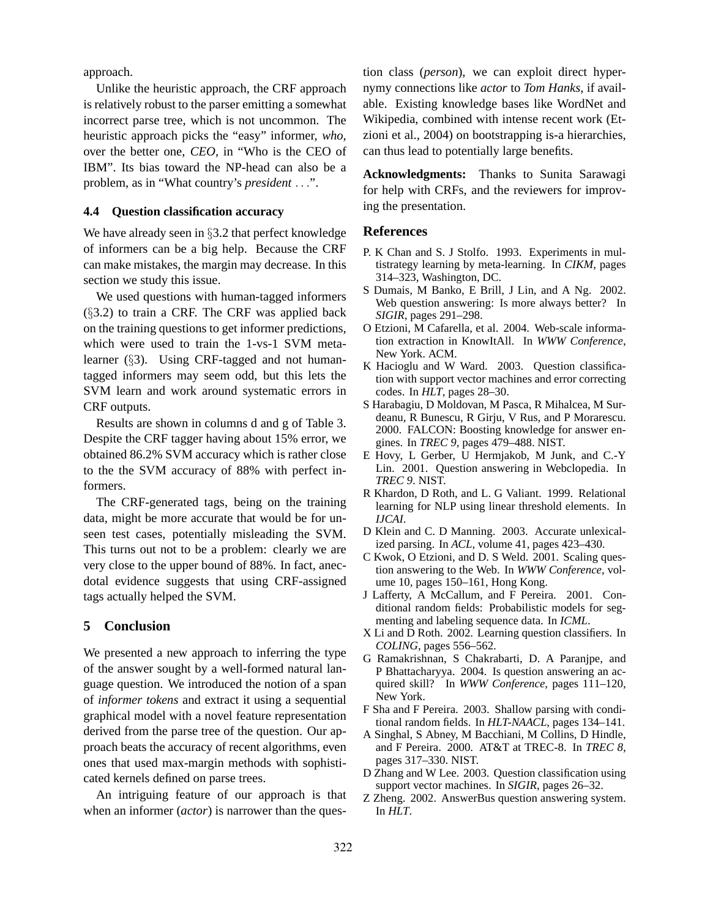approach.

Unlike the heuristic approach, the CRF approach is relatively robust to the parser emitting a somewhat incorrect parse tree, which is not uncommon. The heuristic approach picks the "easy" informer, *who*, over the better one, *CEO*, in "Who is the CEO of IBM". Its bias toward the NP-head can also be a problem, as in "What country's *president* ...".

### 4.4 Question classification accuracy

We have already seen in §3.2 that perfect knowledge of informers can be a big help. Because the CRF can make mistakes, the margin may decrease. In this section we study this issue.

We used questions with human-tagged informers (§3.2) to train a CRF. The CRF was applied back on the training questions to get informer predictions, which were used to train the 1-vs-1 SVM meta-learner (§3). Using CRF-tagged and not human-tagged informers may seem odd, but this lets the SVM learn and work around systematic errors in CRF outputs.

Results are shown in columns d and g of Table 3. Despite the CRF tagger having about 15% error, we obtained 86.2% SVM accuracy which is rather close to the the SVM accuracy of 88% with perfect informers.

The CRF-generated tags, being on the training data, might be more accurate that would be for unseen test cases, potentially misleading the SVM. This turns out not to be a problem: clearly we are very close to the upper bound of 88%. In fact, anecdotal evidence suggests that using CRF-assigned tags actually helped the SVM.

## 5 Conclusion

We presented a new approach to inferring the type of the answer sought by a well-formed natural language question. We introduced the notion of a span of *informer tokens* and extract it using a sequential graphical model with a novel feature representation derived from the parse tree of the question. Our approach beats the accuracy of recent algorithms, even ones that used max-margin methods with sophisticated kernels defined on parse trees.

An intriguing feature of our approach is that when an informer (*actor*) is narrower than the question class (*person*), we can exploit direct hypernymy connections like *actor* to *Tom Hanks*, if available. Existing knowledge bases like WordNet and Wikipedia, combined with intense recent work (Etzioni et al., 2004) on bootstrapping is-a hierarchies, can thus lead to potentially large benefits.

**Acknowledgments:** Thanks to Sunita Sarawagi for help with CRFs, and the reviewers for improving the presentation.

## References

P. K Chan and S. J Stolfo. 1993. Experiments in multistrategy learning by meta-learning. In *CIKM*, pages 314–323, Washington, DC.

S Dumais, M Banko, E Brill, J Lin, and A Ng. 2002. Web question answering: Is more always better? In *SIGIR*, pages 291–298.

O Etzioni, M Cafarella, et al. 2004. Web-scale information extraction in KnowItAll. In *WWW Conference*, New York. ACM.

K Hacioglu and W Ward. 2003. Question classification with support vector machines and error correcting codes. In *HLT*, pages 28–30.

S Harabagiu, D Moldovan, M Pasca, R Mihalcea, M Surdeanu, R Bunescu, R Girju, V Rus, and P Morarescu. 2000. FALCON: Boosting knowledge for answer engines. In *TREC 9*, pages 479–488. NIST.

E Hovy, L Gerber, U Hermjakob, M Junk, and C.-Y Lin. 2001. Question answering in Webclopedia. In *TREC 9*. NIST.

R Khardon, D Roth, and L. G Valiant. 1999. Relational learning for NLP using linear threshold elements. In *IJCAI*.

D Klein and C. D Manning. 2003. Accurate unlexicalized parsing. In *ACL*, volume 41, pages 423–430.

C Kwok, O Etzioni, and D. S Weld. 2001. Scaling question answering to the Web. In *WWW Conference*, volume 10, pages 150–161, Hong Kong.

J Lafferty, A McCallum, and F Pereira. 2001. Conditional random fields: Probabilistic models for segmenting and labeling sequence data. In *ICML*.

X Li and D Roth. 2002. Learning question classifiers. In *COLING*, pages 556–562.

G Ramakrishnan, S Chakrabarti, D. A Paranjpe, and P Bhattacharyya. 2004. Is question answering an acquired skill? In *WWW Conference*, pages 111–120, New York.

F Sha and F Pereira. 2003. Shallow parsing with conditional random fields. In *HLT-NAACL*, pages 134–141.

A Singhal, S Abney, M Bacchiani, M Collins, D Hindle, and F Pereira. 2000. AT&T at TREC-8. In *TREC 8*, pages 317–330. NIST.

D Zhang and W Lee. 2003. Question classification using support vector machines. In *SIGIR*, pages 26–32.

Z Zheng. 2002. AnswerBus question answering system. In *HLT*.